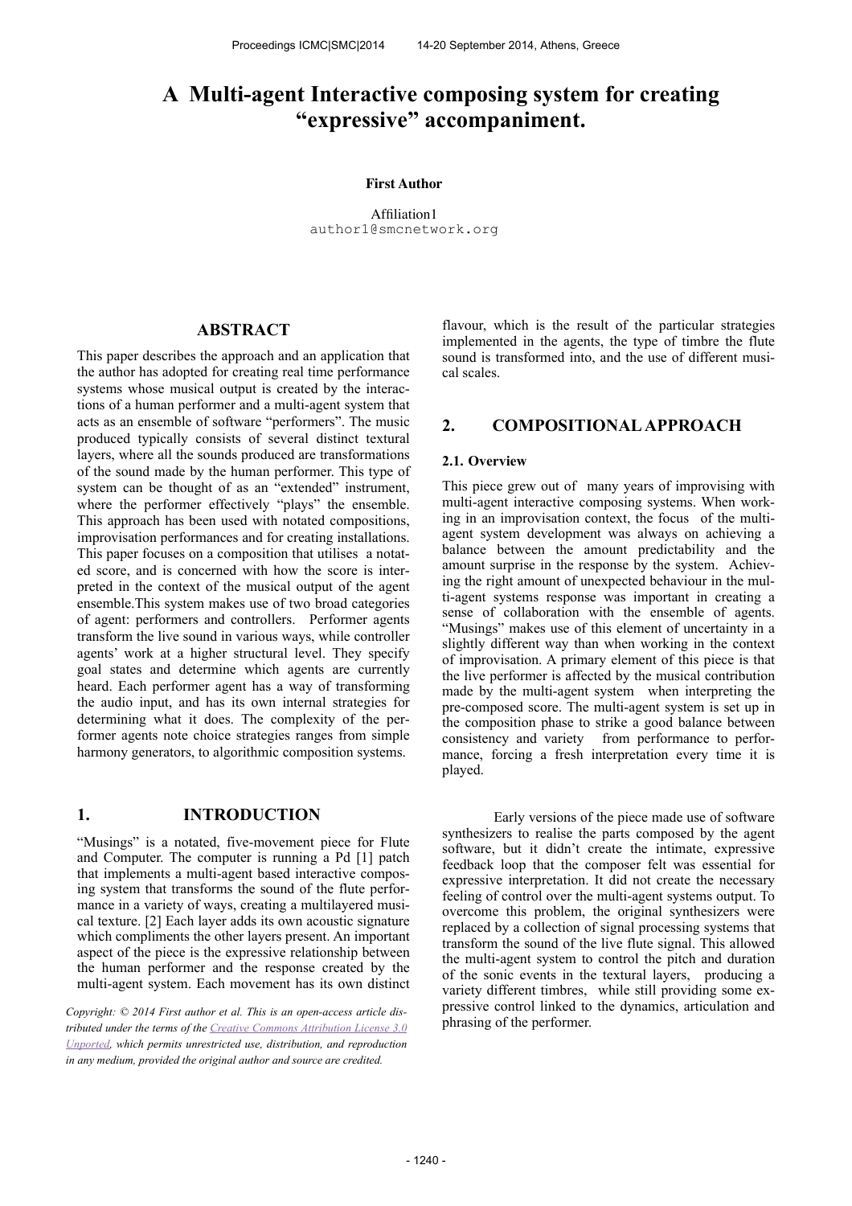# A Multi-agent Interactive composing system for creating "expressive" accompaniment.

**First Author**

Affiliation1
author1@smcnetwork.org

## ABSTRACT

This paper describes the approach and an application that the author has adopted for creating real time performance systems whose musical output is created by the interactions of a human performer and a multi-agent system that acts as an ensemble of software "performers". The music produced typically consists of several distinct textural layers, where all the sounds produced are transformations of the sound made by the human performer. This type of system can be thought of as an "extended" instrument, where the performer effectively "plays" the ensemble. This approach has been used with notated compositions, improvisation performances and for creating installations. This paper focuses on a composition that utilises a notated score, and is concerned with how the score is interpreted in the context of the musical output of the agent ensemble.This system makes use of two broad categories of agent: performers and controllers. Performer agents transform the live sound in various ways, while controller agents' work at a higher structural level. They specify goal states and determine which agents are currently heard. Each performer agent has a way of transforming the audio input, and has its own internal strategies for determining what it does. The complexity of the performer agents note choice strategies ranges from simple harmony generators, to algorithmic composition systems.

## 1. INTRODUCTION

"Musings" is a notated, five-movement piece for Flute and Computer. The computer is running a Pd [1] patch that implements a multi-agent based interactive composing system that transforms the sound of the flute performance in a variety of ways, creating a multilayered musical texture. [2] Each layer adds its own acoustic signature which compliments the other layers present. An important aspect of the piece is the expressive relationship between the human performer and the response created by the multi-agent system. Each movement has its own distinct flavour, which is the result of the particular strategies implemented in the agents, the type of timbre the flute sound is transformed into, and the use of different musical scales.

*Copyright: © 2014 First author et al. This is an open-access article distributed under the terms of the Creative Commons Attribution License 3.0 Unported, which permits unrestricted use, distribution, and reproduction in any medium, provided the original author and source are credited.*

## 2. COMPOSITIONAL APPROACH

### 2.1. Overview

This piece grew out of many years of improvising with multi-agent interactive composing systems. When working in an improvisation context, the focus of the multi-agent system development was always on achieving a balance between the amount predictability and the amount surprise in the response by the system. Achieving the right amount of unexpected behaviour in the multi-agent systems response was important in creating a sense of collaboration with the ensemble of agents. "Musings" makes use of this element of uncertainty in a slightly different way than when working in the context of improvisation. A primary element of this piece is that the live performer is affected by the musical contribution made by the multi-agent system when interpreting the pre-composed score. The multi-agent system is set up in the composition phase to strike a good balance between consistency and variety from performance to performance, forcing a fresh interpretation every time it is played.

Early versions of the piece made use of software synthesizers to realise the parts composed by the agent software, but it didn't create the intimate, expressive feedback loop that the composer felt was essential for expressive interpretation. It did not create the necessary feeling of control over the multi-agent systems output. To overcome this problem, the original synthesizers were replaced by a collection of signal processing systems that transform the sound of the live flute signal. This allowed the multi-agent system to control the pitch and duration of the sonic events in the textural layers, producing a variety different timbres, while still providing some expressive control linked to the dynamics, articulation and phrasing of the performer.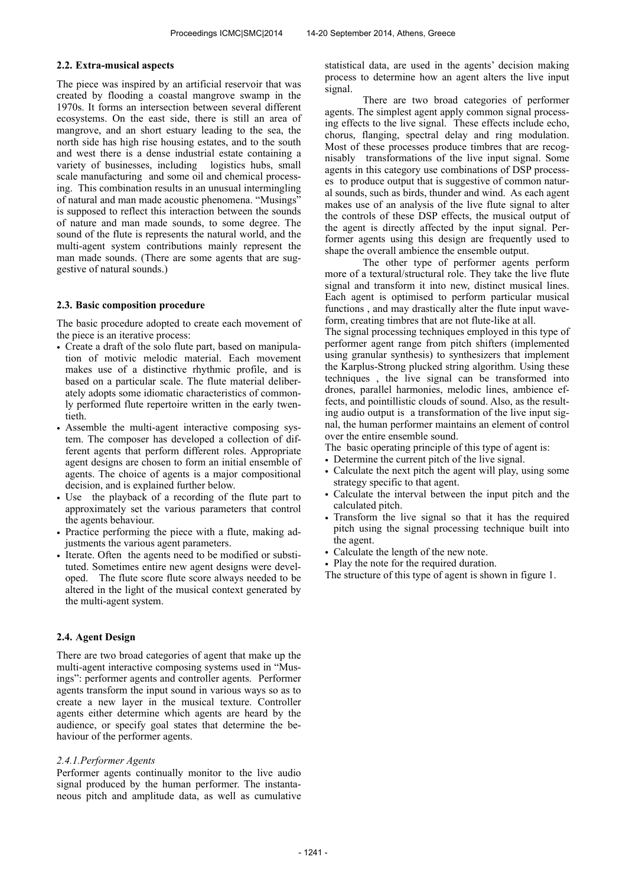### 2.2. Extra-musical aspects

The piece was inspired by an artificial reservoir that was created by flooding a coastal mangrove swamp in the 1970s. It forms an intersection between several different ecosystems. On the east side, there is still an area of mangrove, and an short estuary leading to the sea, the north side has high rise housing estates, and to the south and west there is a dense industrial estate containing a variety of businesses, including logistics hubs, small scale manufacturing and some oil and chemical processing. This combination results in an unusual intermingling of natural and man made acoustic phenomena. "Musings" is supposed to reflect this interaction between the sounds of nature and man made sounds, to some degree. The sound of the flute is represents the natural world, and the multi-agent system contributions mainly represent the man made sounds. (There are some agents that are suggestive of natural sounds.)

### 2.3. Basic composition procedure

The basic procedure adopted to create each movement of the piece is an iterative process:

- Create a draft of the solo flute part, based on manipulation of motivic melodic material. Each movement makes use of a distinctive rhythmic profile, and is based on a particular scale. The flute material deliberately adopts some idiomatic characteristics of commonly performed flute repertoire written in the early twentieth.
- Assemble the multi-agent interactive composing system. The composer has developed a collection of different agents that perform different roles. Appropriate agent designs are chosen to form an initial ensemble of agents. The choice of agents is a major compositional decision, and is explained further below.
- Use the playback of a recording of the flute part to approximately set the various parameters that control the agents behaviour.
- Practice performing the piece with a flute, making adjustments the various agent parameters.
- Iterate. Often the agents need to be modified or substituted. Sometimes entire new agent designs were developed. The flute score flute score always needed to be altered in the light of the musical context generated by the multi-agent system.

### 2.4. Agent Design

There are two broad categories of agent that make up the multi-agent interactive composing systems used in "Musings": performer agents and controller agents. Performer agents transform the input sound in various ways so as to create a new layer in the musical texture. Controller agents either determine which agents are heard by the audience, or specify goal states that determine the behaviour of the performer agents.

#### *2.4.1.Performer Agents*

Performer agents continually monitor to the live audio signal produced by the human performer. The instantaneous pitch and amplitude data, as well as cumulative statistical data, are used in the agents' decision making process to determine how an agent alters the live input signal.

There are two broad categories of performer agents. The simplest agent apply common signal processing effects to the live signal. These effects include echo, chorus, flanging, spectral delay and ring modulation. Most of these processes produce timbres that are recognisably transformations of the live input signal. Some agents in this category use combinations of DSP processes to produce output that is suggestive of common natural sounds, such as birds, thunder and wind. As each agent makes use of an analysis of the live flute signal to alter the controls of these DSP effects, the musical output of the agent is directly affected by the input signal. Performer agents using this design are frequently used to shape the overall ambience the ensemble output.

The other type of performer agents perform more of a textural/structural role. They take the live flute signal and transform it into new, distinct musical lines. Each agent is optimised to perform particular musical functions , and may drastically alter the flute input waveform, creating timbres that are not flute-like at all.

The signal processing techniques employed in this type of performer agent range from pitch shifters (implemented using granular synthesis) to synthesizers that implement the Karplus-Strong plucked string algorithm. Using these techniques , the live signal can be transformed into drones, parallel harmonies, melodic lines, ambience effects, and pointillistic clouds of sound. Also, as the resulting audio output is a transformation of the live input signal, the human performer maintains an element of control over the entire ensemble sound.

The basic operating principle of this type of agent is:

- Determine the current pitch of the live signal.
- Calculate the next pitch the agent will play, using some strategy specific to that agent.
- Calculate the interval between the input pitch and the calculated pitch.
- Transform the live signal so that it has the required pitch using the signal processing technique built into the agent.
- Calculate the length of the new note.
- Play the note for the required duration.

The structure of this type of agent is shown in figure 1.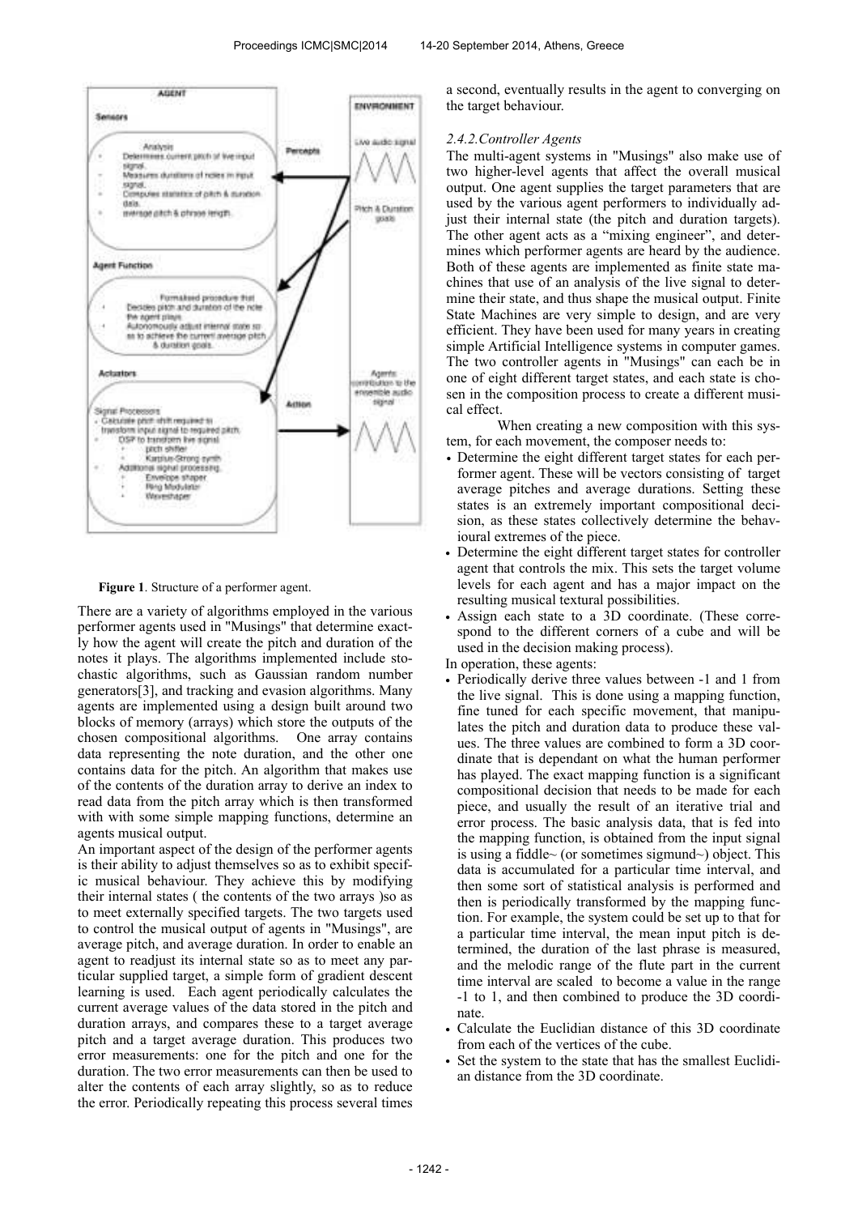Figure 1. Structure of a performer agent.

There are a variety of algorithms employed in the various performer agents used in "Musings" that determine exactly how the agent will create the pitch and duration of the notes it plays. The algorithms implemented include stochastic algorithms, such as Gaussian random number generators[3], and tracking and evasion algorithms. Many agents are implemented using a design built around two blocks of memory (arrays) which store the outputs of the chosen compositional algorithms. One array contains data representing the note duration, and the other one contains data for the pitch. An algorithm that makes use of the contents of the duration array to derive an index to read data from the pitch array which is then transformed with with some simple mapping functions, determine an agents musical output.

An important aspect of the design of the performer agents is their ability to adjust themselves so as to exhibit specific musical behaviour. They achieve this by modifying their internal states ( the contents of the two arrays )so as to meet externally specified targets. The two targets used to control the musical output of agents in "Musings", are average pitch, and average duration. In order to enable an agent to readjust its internal state so as to meet any particular supplied target, a simple form of gradient descent learning is used. Each agent periodically calculates the current average values of the data stored in the pitch and duration arrays, and compares these to a target average pitch and a target average duration. This produces two error measurements: one for the pitch and one for the duration. The two error measurements can then be used to alter the contents of each array slightly, so as to reduce the error. Periodically repeating this process several times a second, eventually results in the agent to converging on the target behaviour.

### *2.4.2.Controller Agents*

The multi-agent systems in "Musings" also make use of two higher-level agents that affect the overall musical output. One agent supplies the target parameters that are used by the various agent performers to individually adjust their internal state (the pitch and duration targets). The other agent acts as a "mixing engineer", and determines which performer agents are heard by the audience. Both of these agents are implemented as finite state machines that use of an analysis of the live signal to determine their state, and thus shape the musical output. Finite State Machines are very simple to design, and are very efficient. They have been used for many years in creating simple Artificial Intelligence systems in computer games. The two controller agents in "Musings" can each be in one of eight different target states, and each state is chosen in the composition process to create a different musical effect.

When creating a new composition with this system, for each movement, the composer needs to:

- Determine the eight different target states for each performer agent. These will be vectors consisting of target average pitches and average durations. Setting these states is an extremely important compositional decision, as these states collectively determine the behavioural extremes of the piece.
- Determine the eight different target states for controller agent that controls the mix. This sets the target volume levels for each agent and has a major impact on the resulting musical textural possibilities.
- Assign each state to a 3D coordinate. (These correspond to the different corners of a cube and will be used in the decision making process).

In operation, these agents:

- Periodically derive three values between -1 and 1 from the live signal. This is done using a mapping function, fine tuned for each specific movement, that manipulates the pitch and duration data to produce these values. The three values are combined to form a 3D coordinate that is dependant on what the human performer has played. The exact mapping function is a significant compositional decision that needs to be made for each piece, and usually the result of an iterative trial and error process. The basic analysis data, that is fed into the mapping function, is obtained from the input signal is using a fiddle~ (or sometimes sigmund~) object. This data is accumulated for a particular time interval, and then some sort of statistical analysis is performed and then is periodically transformed by the mapping function. For example, the system could be set up to that for a particular time interval, the mean input pitch is determined, the duration of the last phrase is measured, and the melodic range of the flute part in the current time interval are scaled to become a value in the range -1 to 1, and then combined to produce the 3D coordinate.
- Calculate the Euclidian distance of this 3D coordinate from each of the vertices of the cube.
- Set the system to the state that has the smallest Euclidian distance from the 3D coordinate.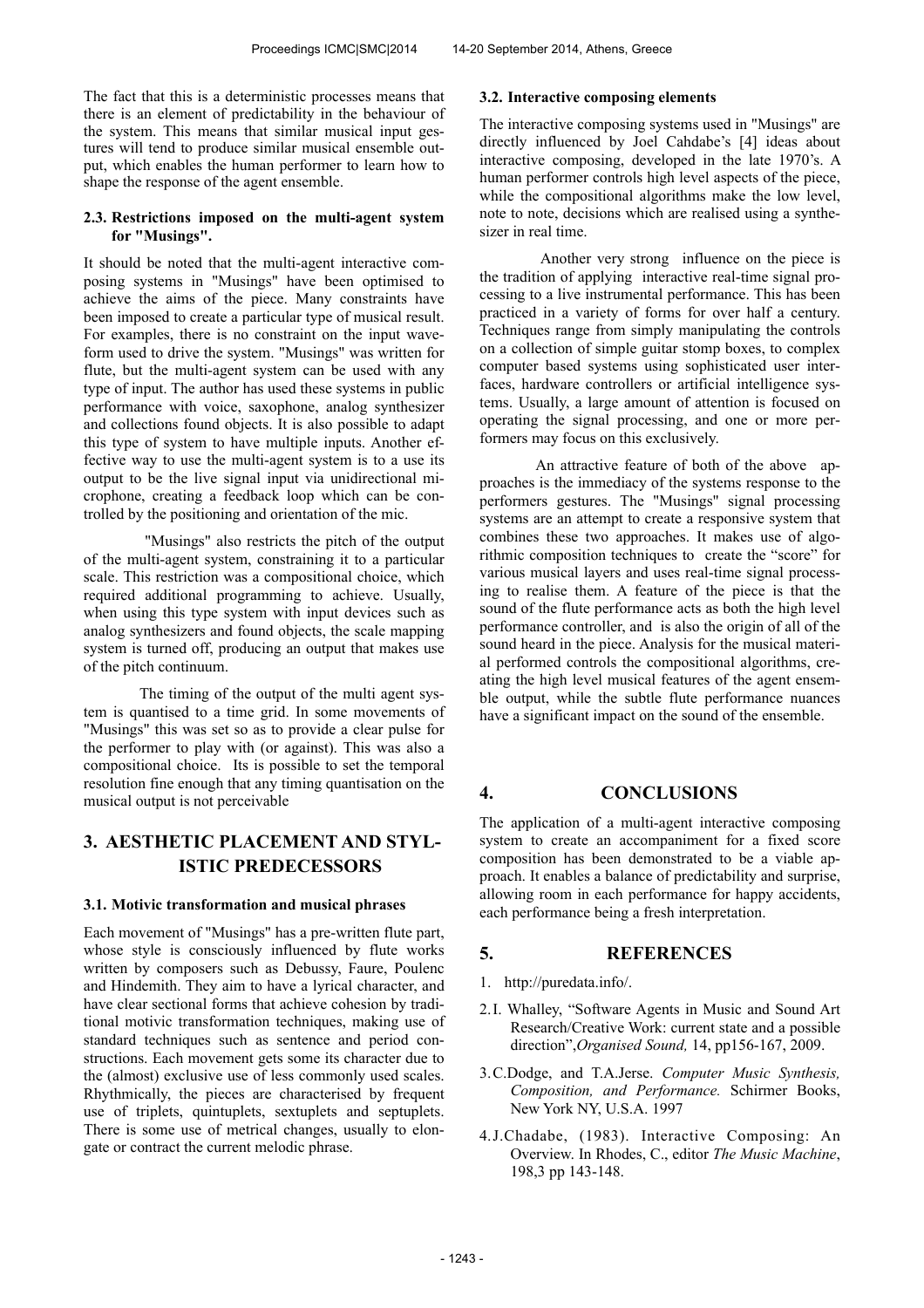The fact that this is a deterministic processes means that there is an element of predictability in the behaviour of the system. This means that similar musical input gestures will tend to produce similar musical ensemble output, which enables the human performer to learn how to shape the response of the agent ensemble.

### 2.3. Restrictions imposed on the multi-agent system for "Musings".

It should be noted that the multi-agent interactive composing systems in "Musings" have been optimised to achieve the aims of the piece. Many constraints have been imposed to create a particular type of musical result. For examples, there is no constraint on the input waveform used to drive the system. "Musings" was written for flute, but the multi-agent system can be used with any type of input. The author has used these systems in public performance with voice, saxophone, analog synthesizer and collections found objects. It is also possible to adapt this type of system to have multiple inputs. Another effective way to use the multi-agent system is to a use its output to be the live signal input via unidirectional microphone, creating a feedback loop which can be controlled by the positioning and orientation of the mic.

"Musings" also restricts the pitch of the output of the multi-agent system, constraining it to a particular scale. This restriction was a compositional choice, which required additional programming to achieve. Usually, when using this type system with input devices such as analog synthesizers and found objects, the scale mapping system is turned off, producing an output that makes use of the pitch continuum.

The timing of the output of the multi agent system is quantised to a time grid. In some movements of "Musings" this was set so as to provide a clear pulse for the performer to play with (or against). This was also a compositional choice. Its is possible to set the temporal resolution fine enough that any timing quantisation on the musical output is not perceivable

## 3. AESTHETIC PLACEMENT AND STYLISTIC PREDECESSORS

### 3.1. Motivic transformation and musical phrases

Each movement of "Musings" has a pre-written flute part, whose style is consciously influenced by flute works written by composers such as Debussy, Faure, Poulenc and Hindemith. They aim to have a lyrical character, and have clear sectional forms that achieve cohesion by traditional motivic transformation techniques, making use of standard techniques such as sentence and period constructions. Each movement gets some its character due to the (almost) exclusive use of less commonly used scales. Rhythmically, the pieces are characterised by frequent use of triplets, quintuplets, sextuplets and septuplets. There is some use of metrical changes, usually to elongate or contract the current melodic phrase.

### 3.2. Interactive composing elements

The interactive composing systems used in "Musings" are directly influenced by Joel Cahdabe's [4] ideas about interactive composing, developed in the late 1970's. A human performer controls high level aspects of the piece, while the compositional algorithms make the low level, note to note, decisions which are realised using a synthesizer in real time.

Another very strong influence on the piece is the tradition of applying interactive real-time signal processing to a live instrumental performance. This has been practiced in a variety of forms for over half a century. Techniques range from simply manipulating the controls on a collection of simple guitar stomp boxes, to complex computer based systems using sophisticated user interfaces, hardware controllers or artificial intelligence systems. Usually, a large amount of attention is focused on operating the signal processing, and one or more performers may focus on this exclusively.

An attractive feature of both of the above approaches is the immediacy of the systems response to the performers gestures. The "Musings" signal processing systems are an attempt to create a responsive system that combines these two approaches. It makes use of algorithmic composition techniques to create the "score" for various musical layers and uses real-time signal processing to realise them. A feature of the piece is that the sound of the flute performance acts as both the high level performance controller, and is also the origin of all of the sound heard in the piece. Analysis for the musical material performed controls the compositional algorithms, creating the high level musical features of the agent ensemble output, while the subtle flute performance nuances have a significant impact on the sound of the ensemble.

## 4. CONCLUSIONS

The application of a multi-agent interactive composing system to create an accompaniment for a fixed score composition has been demonstrated to be a viable approach. It enables a balance of predictability and surprise, allowing room in each performance for happy accidents, each performance being a fresh interpretation.

## 5. REFERENCES

1. http://puredata.info/.
2. I. Whalley, "Software Agents in Music and Sound Art Research/Creative Work: current state and a possible direction", *Organised Sound,* 14, pp156-167, 2009.
3. C.Dodge, and T.A.Jerse. *Computer Music Synthesis, Composition, and Performance.* Schirmer Books, New York NY, U.S.A. 1997
4. J.Chadabe, (1983). Interactive Composing: An Overview. In Rhodes, C., editor *The Music Machine*, 198,3 pp 143-148.